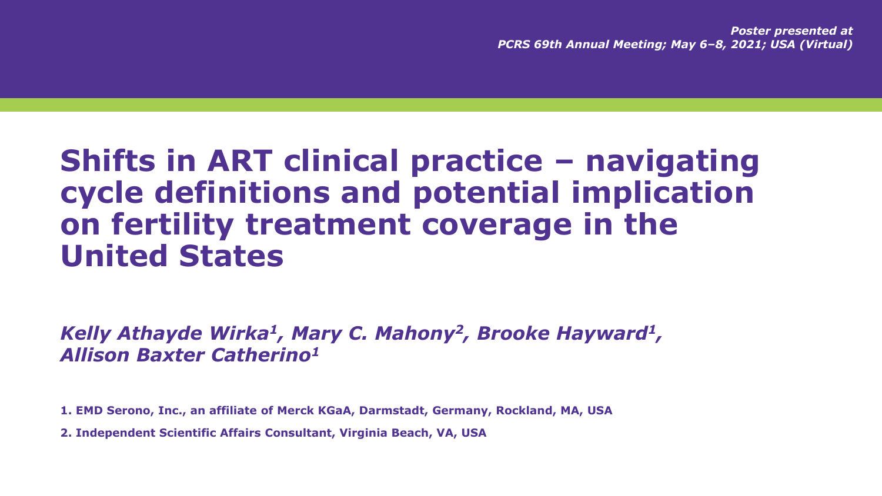*Poster presented at PCRS 69th Annual Meeting; May 6–8, 2021; USA (Virtual)*

# Shifts in ART clinical practice – navigating cycle definitions and potential implication on fertility treatment coverage in the United States

***Kelly Athayde Wirka[1], Mary C. Mahony[2], Brooke Hayward[1], Allison Baxter Catherino[1]***

**1. EMD Serono, Inc., an affiliate of Merck KGaA, Darmstadt, Germany, Rockland, MA, USA**

**2. Independent Scientific Affairs Consultant, Virginia Beach, VA, USA**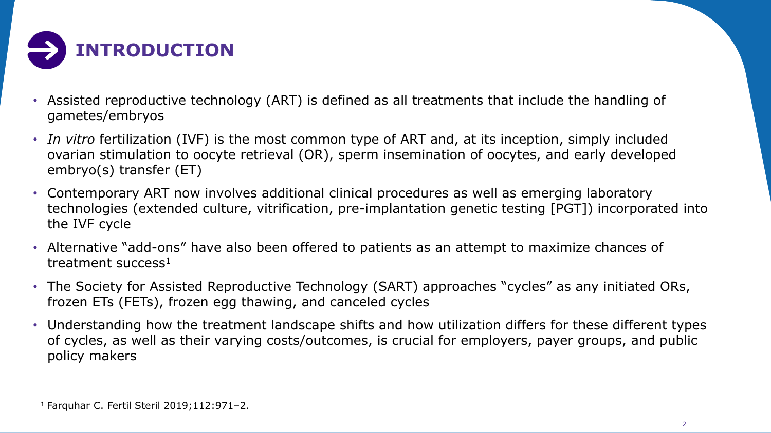# INTRODUCTION

- Assisted reproductive technology (ART) is defined as all treatments that include the handling of gametes/embryos
- *In vitro* fertilization (IVF) is the most common type of ART and, at its inception, simply included ovarian stimulation to oocyte retrieval (OR), sperm insemination of oocytes, and early developed embryo(s) transfer (ET)
- Contemporary ART now involves additional clinical procedures as well as emerging laboratory technologies (extended culture, vitrification, pre-implantation genetic testing [PGT]) incorporated into the IVF cycle
- Alternative "add-ons" have also been offered to patients as an attempt to maximize chances of treatment success[1]
- The Society for Assisted Reproductive Technology (SART) approaches "cycles" as any initiated ORs, frozen ETs (FETs), frozen egg thawing, and canceled cycles
- Understanding how the treatment landscape shifts and how utilization differs for these different types of cycles, as well as their varying costs/outcomes, is crucial for employers, payer groups, and public policy makers

[1] Farquhar C. Fertil Steril 2019;112:971–2.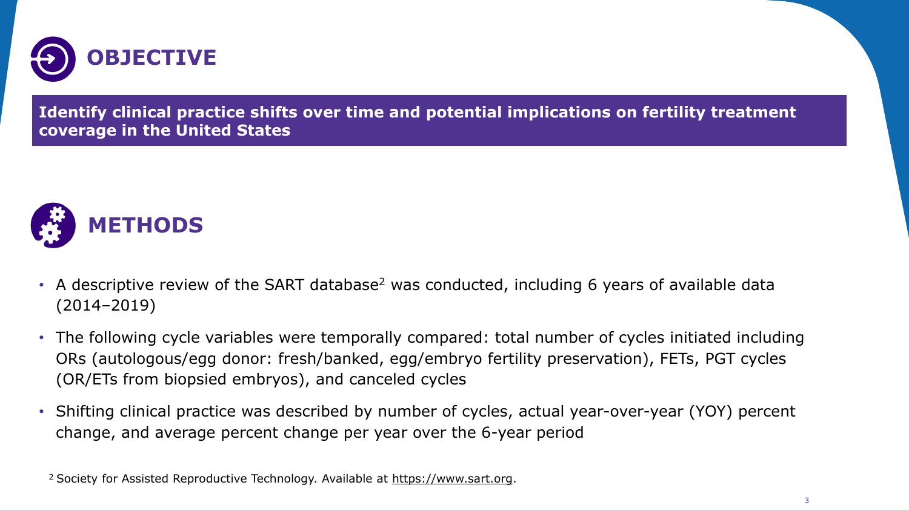## OBJECTIVE

**Identify clinical practice shifts over time and potential implications on fertility treatment coverage in the United States**

## METHODS

- A descriptive review of the SART database[2] was conducted, including 6 years of available data (2014–2019)
- The following cycle variables were temporally compared: total number of cycles initiated including ORs (autologous/egg donor: fresh/banked, egg/embryo fertility preservation), FETs, PGT cycles (OR/ETs from biopsied embryos), and canceled cycles
- Shifting clinical practice was described by number of cycles, actual year-over-year (YOY) percent change, and average percent change per year over the 6-year period

[2] Society for Assisted Reproductive Technology. Available at https://www.sart.org.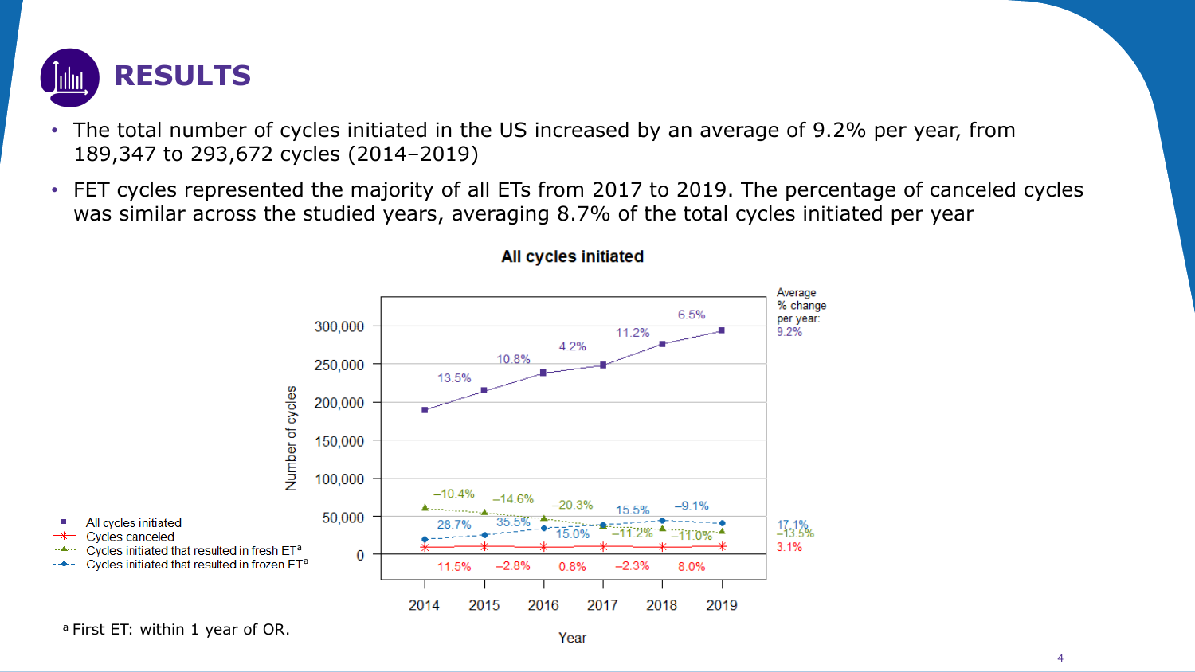# RESULTS

- The total number of cycles initiated in the US increased by an average of 9.2% per year, from 189,347 to 293,672 cycles (2014–2019)
- FET cycles represented the majority of all ETs from 2017 to 2019. The percentage of canceled cycles was similar across the studied years, averaging 8.7% of the total cycles initiated per year

**All cycles initiated**

| Series | 2014–2015 | 2015–2016 | 2016–2017 | 2017–2018 | 2018–2019 | Average % change per year |
|---|---|---|---|---|---|---|
| All cycles initiated | 13.5% | 10.8% | 4.2% | 11.2% | 6.5% | 9.2% |
| Cycles canceled | 11.5% | −2.8% | 0.8% | −2.3% | 8.0% | 3.1% |
| Cycles initiated that resulted in fresh ET[a] | −10.4% | −14.6% | −20.3% | −11.2% | −11.0% | −13.5% |
| Cycles initiated that resulted in frozen ET[a] | 28.7% | 35.5% | 15.0% | 15.5% | −9.1% | 17.1% |

[a] First ET: within 1 year of OR.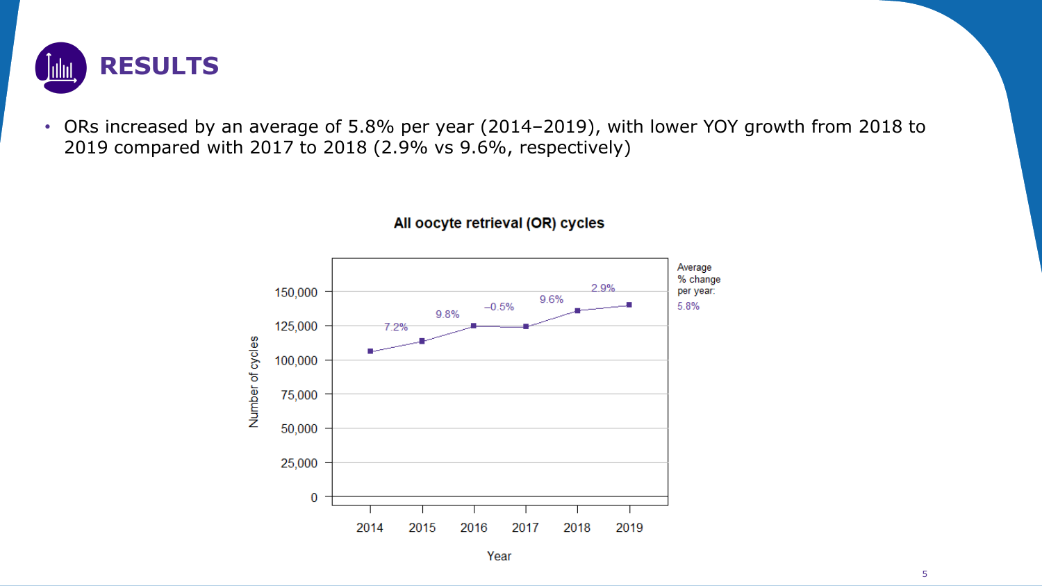# RESULTS

- ORs increased by an average of 5.8% per year (2014–2019), with lower YOY growth from 2018 to 2019 compared with 2017 to 2018 (2.9% vs 9.6%, respectively)

**All oocyte retrieval (OR) cycles**

| Year | % change |
|---|---|
| 2014 | |
| 2015 | 7.2% |
| 2016 | 9.8% |
| 2017 | –0.5% |
| 2018 | 9.6% |
| 2019 | 2.9% |

Average % change per year: 5.8%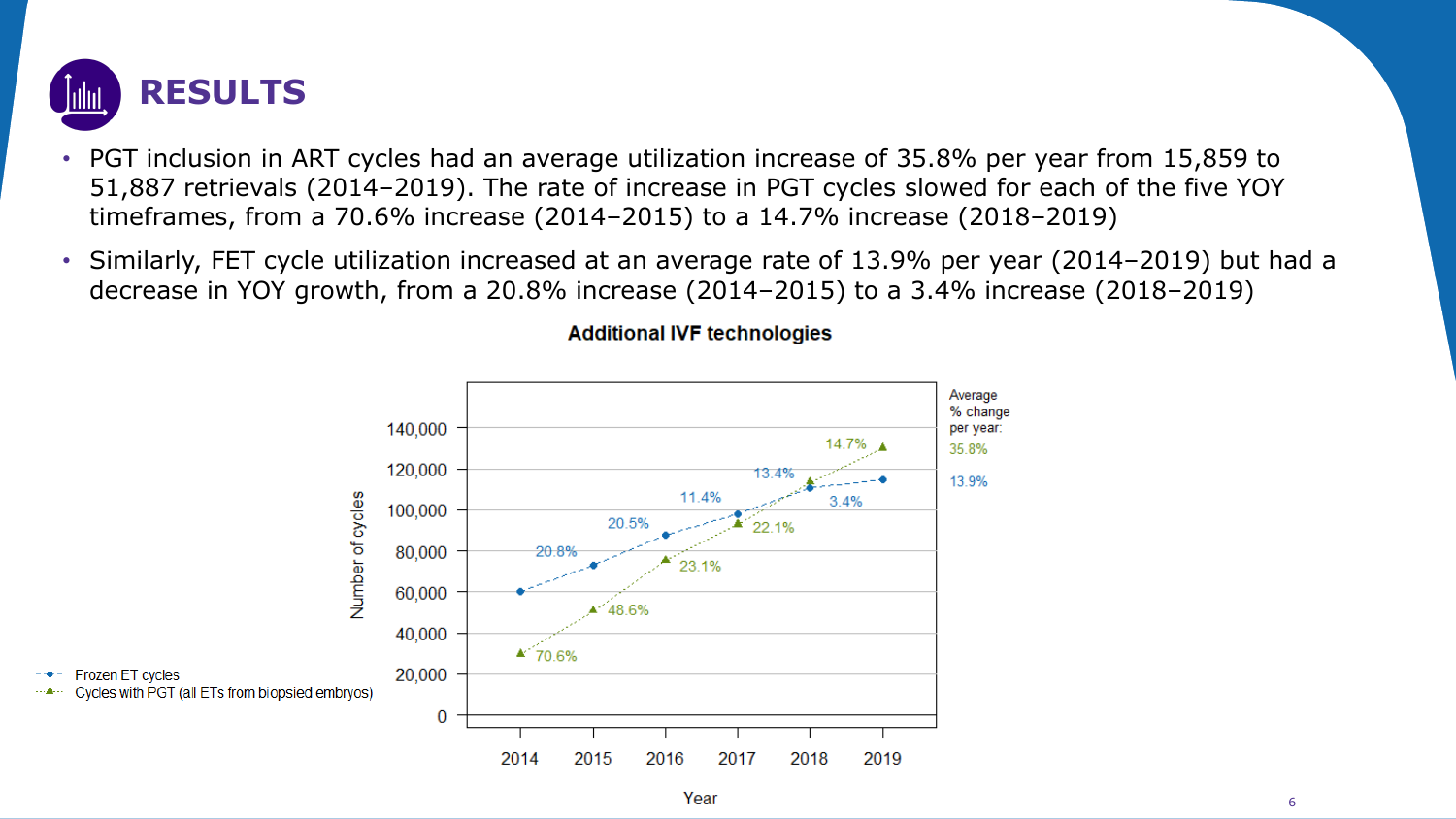# RESULTS

- PGT inclusion in ART cycles had an average utilization increase of 35.8% per year from 15,859 to 51,887 retrievals (2014–2019). The rate of increase in PGT cycles slowed for each of the five YOY timeframes, from a 70.6% increase (2014–2015) to a 14.7% increase (2018–2019)
- Similarly, FET cycle utilization increased at an average rate of 13.9% per year (2014–2019) but had a decrease in YOY growth, from a 20.8% increase (2014–2015) to a 3.4% increase (2018–2019)

**Additional IVF technologies**

Average % change per year: 35.8% (Cycles with PGT); 13.9% (Frozen ET cycles)

| Timeframe | Frozen ET cycles (% change) | Cycles with PGT (all ETs from biopsied embryos) (% change) |
|---|---|---|
| 2014–2015 | 20.8% | 70.6% |
| 2015–2016 | 20.5% | 48.6% |
| 2016–2017 | 11.4% | 23.1% |
| 2017–2018 | 13.4% | 22.1% |
| 2018–2019 | 3.4% | 14.7% |

Y-axis: Number of cycles; X-axis: Year (2014–2019)

Legend: Frozen ET cycles; Cycles with PGT (all ETs from biopsied embryos)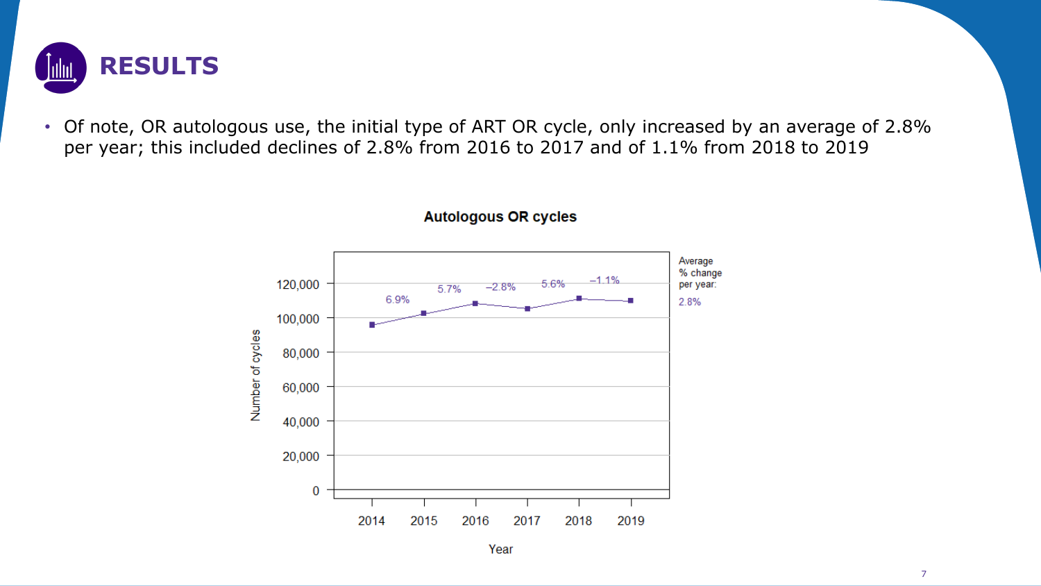# RESULTS

- Of note, OR autologous use, the initial type of ART OR cycle, only increased by an average of 2.8% per year; this included declines of 2.8% from 2016 to 2017 and of 1.1% from 2018 to 2019

**Autologous OR cycles**

Number of cycles

Year

| Year | 2014 | 2015 | 2016 | 2017 | 2018 | 2019 |
|---|---|---|---|---|---|---|
| % change from previous year | | 6.9% | 5.7% | −2.8% | 5.6% | −1.1% |

Average % change per year: 2.8%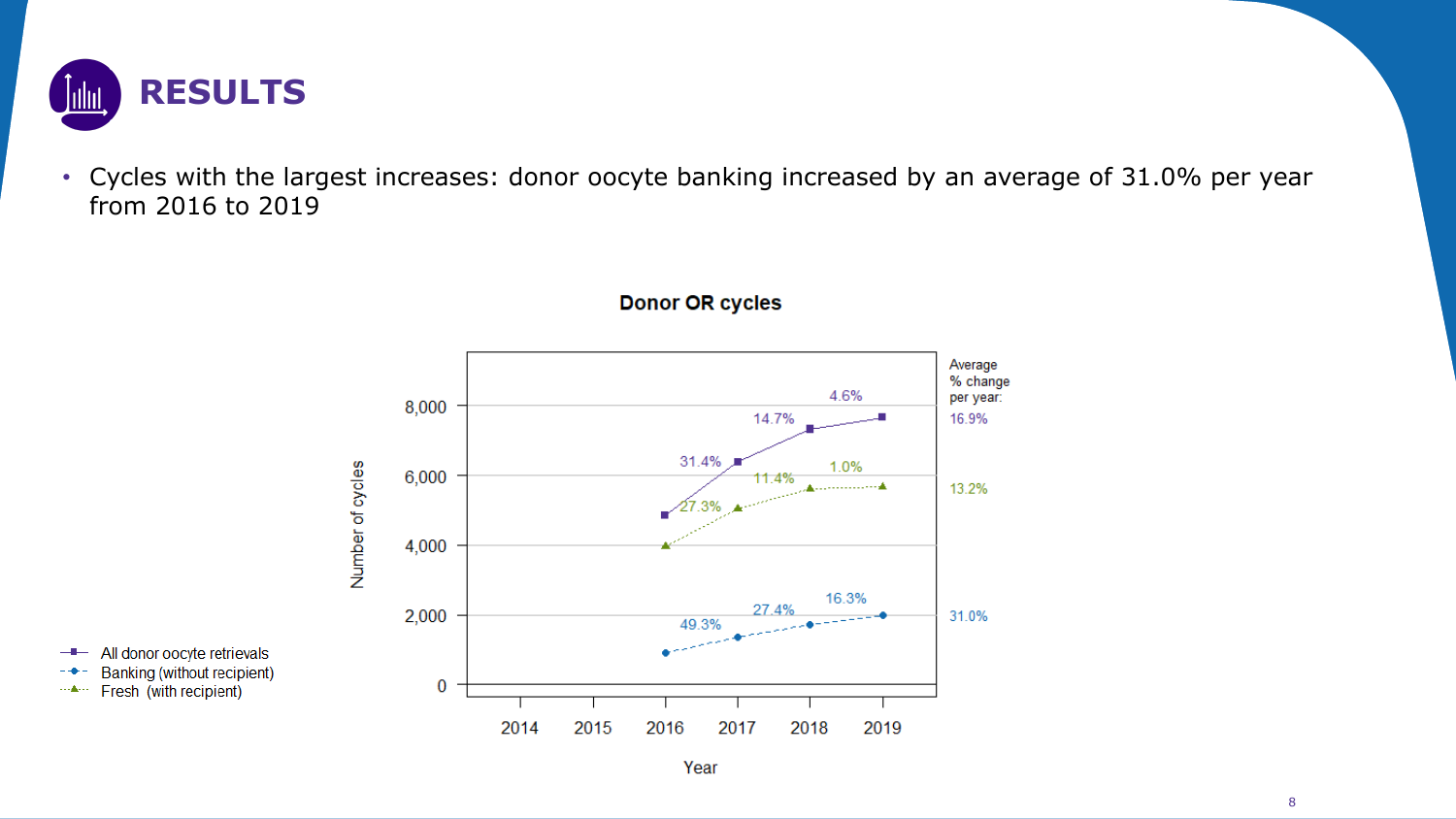# RESULTS

- Cycles with the largest increases: donor oocyte banking increased by an average of 31.0% per year from 2016 to 2019

**Donor OR cycles**

| Year | All donor oocyte retrievals | Banking (without recipient) | Fresh (with recipient) |
|---|---|---|---|
| 2016 → 2017 | 31.4% | 49.3% | 27.3% |
| 2017 → 2018 | 14.7% | 27.4% | 11.4% |
| 2018 → 2019 | 4.6% | 16.3% | 1.0% |
| Average % change per year | 16.9% | 31.0% | 13.2% |

Number of cycles (y-axis: 0 to 8,000); Year (x-axis: 2014 to 2019)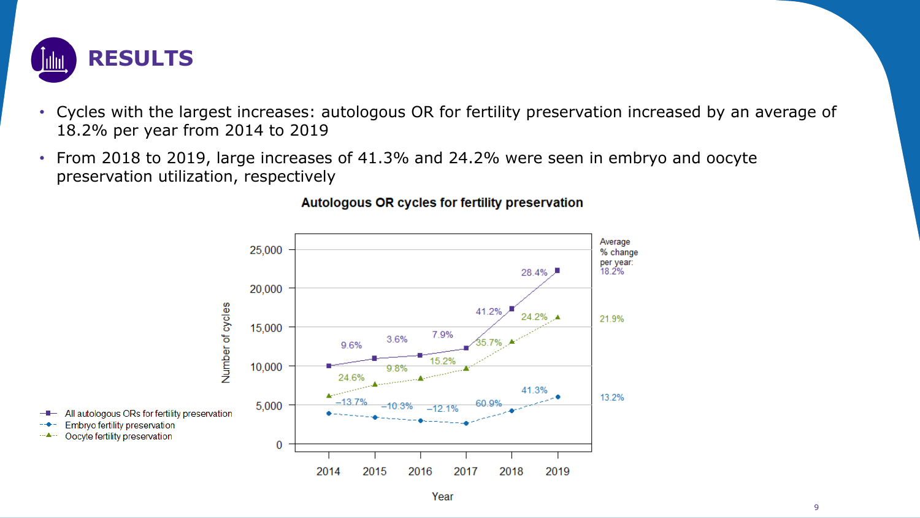# RESULTS

- Cycles with the largest increases: autologous OR for fertility preservation increased by an average of 18.2% per year from 2014 to 2019
- From 2018 to 2019, large increases of 41.3% and 24.2% were seen in embryo and oocyte preservation utilization, respectively

**Autologous OR cycles for fertility preservation**

| Series | 2014→2015 | 2015→2016 | 2016→2017 | 2017→2018 | 2018→2019 | Average % change per year |
|---|---|---|---|---|---|---|
| All autologous ORs for fertility preservation | 9.6% | 3.6% | 7.9% | 41.2% | 28.4% | 18.2% |
| Embryo fertility preservation | −13.7% | −10.3% | −12.1% | 60.9% | 41.3% | 13.2% |
| Oocyte fertility preservation | 24.6% | 9.8% | 15.2% | 35.7% | 24.2% | 21.9% |

Number of cycles (y-axis: 0 – 25,000) by Year (x-axis: 2014 – 2019)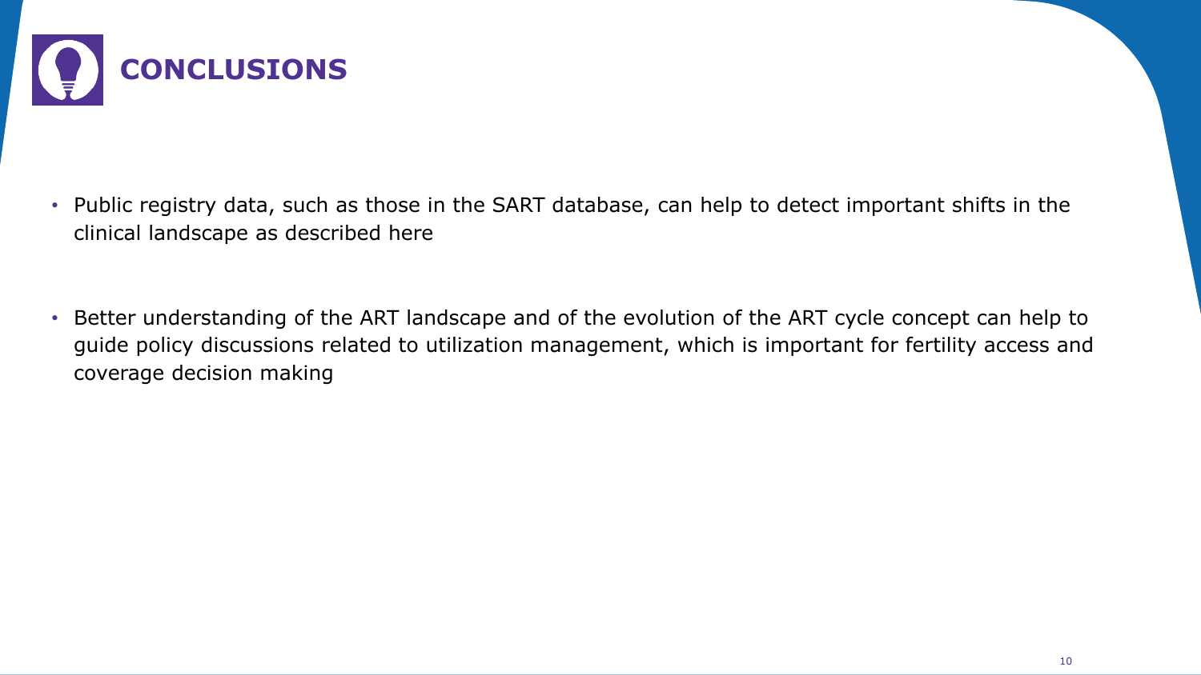# CONCLUSIONS

- Public registry data, such as those in the SART database, can help to detect important shifts in the clinical landscape as described here

- Better understanding of the ART landscape and of the evolution of the ART cycle concept can help to guide policy discussions related to utilization management, which is important for fertility access and coverage decision making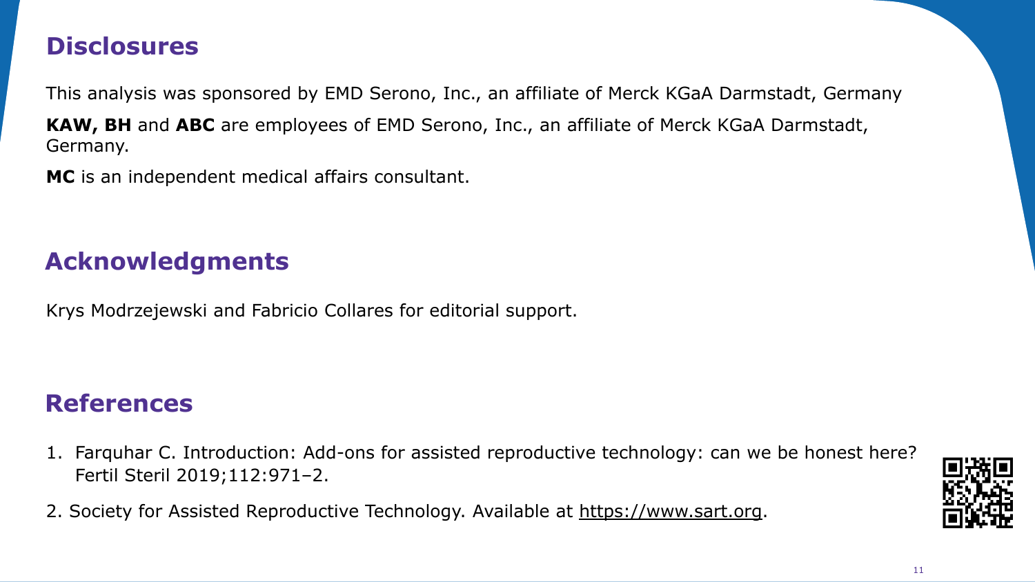## Disclosures

This analysis was sponsored by EMD Serono, Inc., an affiliate of Merck KGaA Darmstadt, Germany

**KAW, BH** and **ABC** are employees of EMD Serono, Inc., an affiliate of Merck KGaA Darmstadt, Germany.

**MC** is an independent medical affairs consultant.

## Acknowledgments

Krys Modrzejewski and Fabricio Collares for editorial support.

## References

1. Farquhar C. Introduction: Add-ons for assisted reproductive technology: can we be honest here? Fertil Steril 2019;112:971–2.
2. Society for Assisted Reproductive Technology. Available at https://www.sart.org.